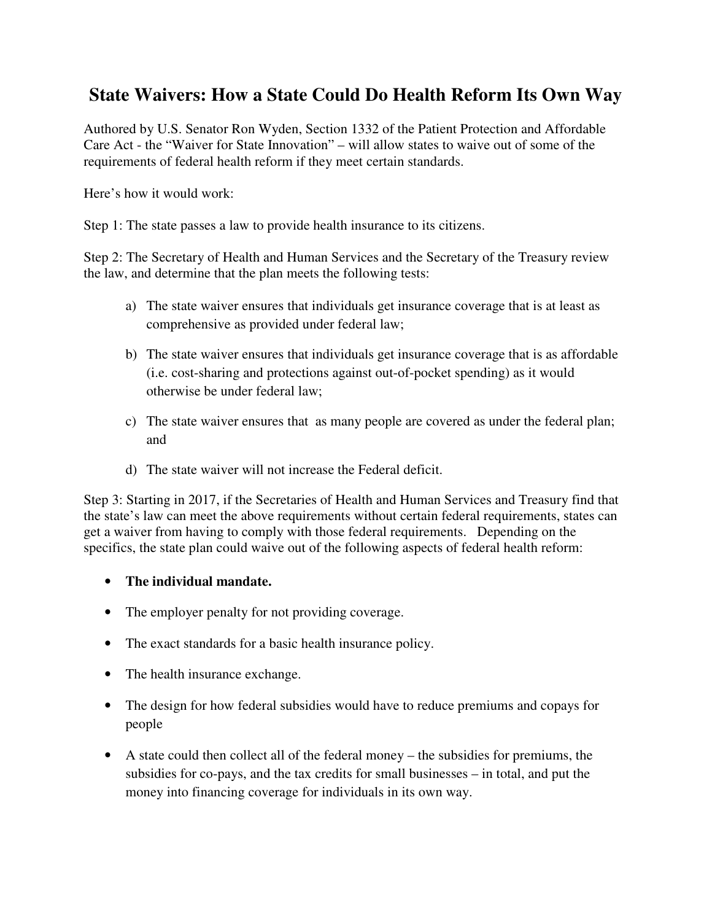# State Waivers: How a State Could Do Health Reform Its Own Way

Authored by U.S. Senator Ron Wyden, Section 1332 of the Patient Protection and Affordable Care Act - the "Waiver for State Innovation" – will allow states to waive out of some of the requirements of federal health reform if they meet certain standards.

Here's how it would work:

Step 1: The state passes a law to provide health insurance to its citizens.

Step 2: The Secretary of Health and Human Services and the Secretary of the Treasury review the law, and determine that the plan meets the following tests:

a) The state waiver ensures that individuals get insurance coverage that is at least as comprehensive as provided under federal law;

b) The state waiver ensures that individuals get insurance coverage that is as affordable (i.e. cost-sharing and protections against out-of-pocket spending) as it would otherwise be under federal law;

c) The state waiver ensures that as many people are covered as under the federal plan; and

d) The state waiver will not increase the Federal deficit.

Step 3: Starting in 2017, if the Secretaries of Health and Human Services and Treasury find that the state's law can meet the above requirements without certain federal requirements, states can get a waiver from having to comply with those federal requirements. Depending on the specifics, the state plan could waive out of the following aspects of federal health reform:

- **The individual mandate.**
- The employer penalty for not providing coverage.
- The exact standards for a basic health insurance policy.
- The health insurance exchange.
- The design for how federal subsidies would have to reduce premiums and copays for people
- A state could then collect all of the federal money – the subsidies for premiums, the subsidies for co-pays, and the tax credits for small businesses – in total, and put the money into financing coverage for individuals in its own way.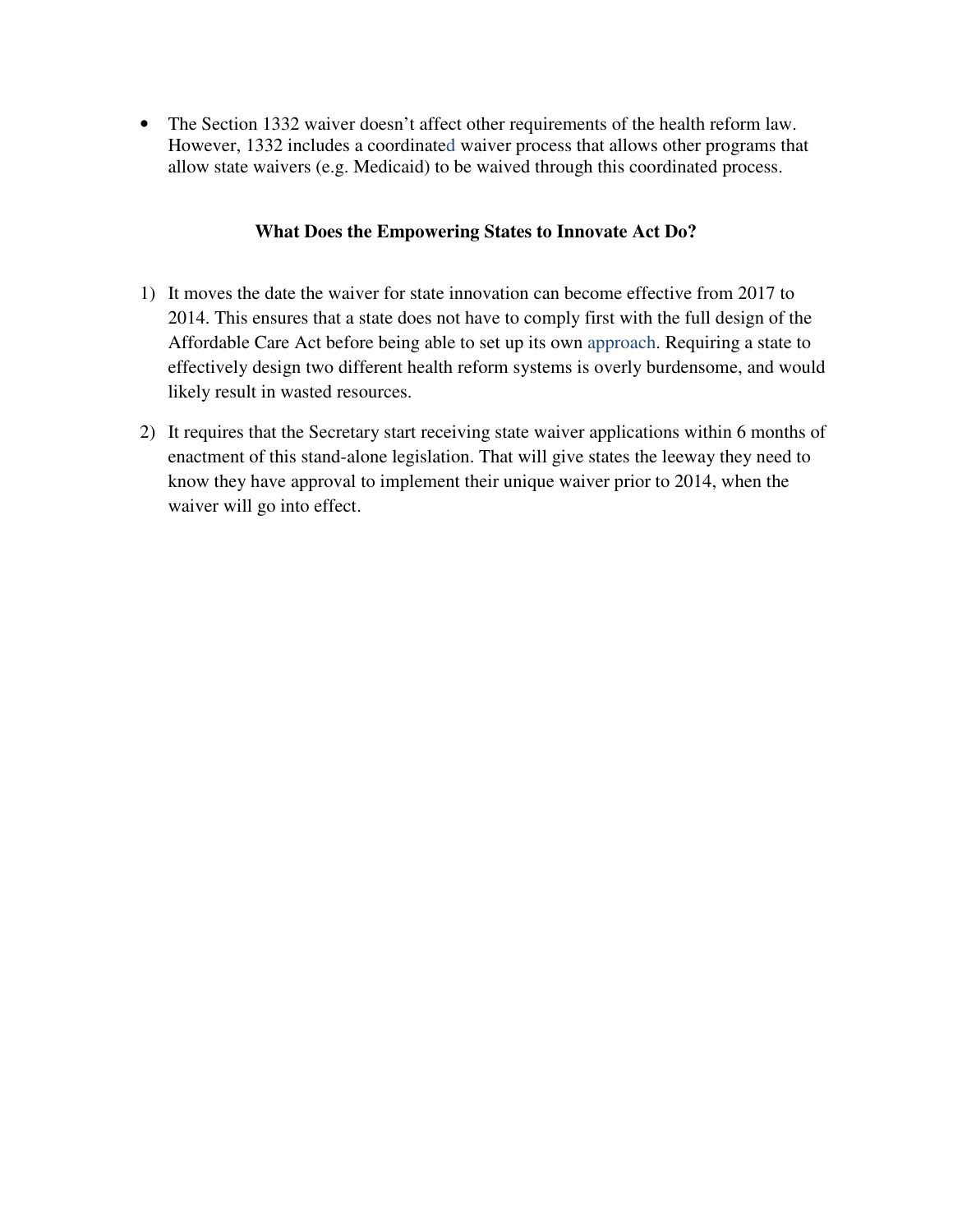- The Section 1332 waiver doesn't affect other requirements of the health reform law. However, 1332 includes a coordinated waiver process that allows other programs that allow state waivers (e.g. Medicaid) to be waived through this coordinated process.

### What Does the Empowering States to Innovate Act Do?

1) It moves the date the waiver for state innovation can become effective from 2017 to 2014. This ensures that a state does not have to comply first with the full design of the Affordable Care Act before being able to set up its own approach. Requiring a state to effectively design two different health reform systems is overly burdensome, and would likely result in wasted resources.

2) It requires that the Secretary start receiving state waiver applications within 6 months of enactment of this stand-alone legislation. That will give states the leeway they need to know they have approval to implement their unique waiver prior to 2014, when the waiver will go into effect.